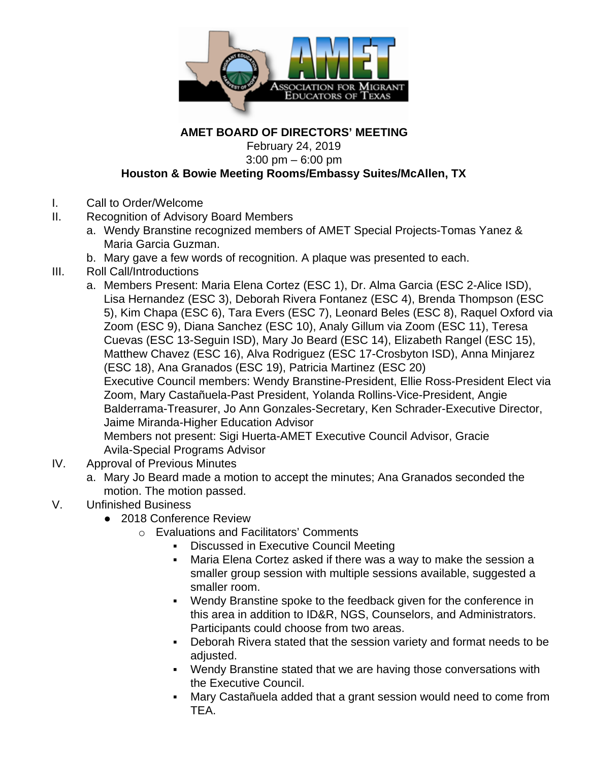**AMET BOARD OF DIRECTORS' MEETING**
February 24, 2019
3:00 pm – 6:00 pm
**Houston & Bowie Meeting Rooms/Embassy Suites/McAllen, TX**

I. Call to Order/Welcome

II. Recognition of Advisory Board Members
   a. Wendy Branstine recognized members of AMET Special Projects-Tomas Yanez & Maria Garcia Guzman.
   b. Mary gave a few words of recognition. A plaque was presented to each.

III. Roll Call/Introductions
   a. Members Present: Maria Elena Cortez (ESC 1), Dr. Alma Garcia (ESC 2-Alice ISD), Lisa Hernandez (ESC 3), Deborah Rivera Fontanez (ESC 4), Brenda Thompson (ESC 5), Kim Chapa (ESC 6), Tara Evers (ESC 7), Leonard Beles (ESC 8), Raquel Oxford via Zoom (ESC 9), Diana Sanchez (ESC 10), Analy Gillum via Zoom (ESC 11), Teresa Cuevas (ESC 13-Seguin ISD), Mary Jo Beard (ESC 14), Elizabeth Rangel (ESC 15), Matthew Chavez (ESC 16), Alva Rodriguez (ESC 17-Crosbyton ISD), Anna Minjarez (ESC 18), Ana Granados (ESC 19), Patricia Martinez (ESC 20)
   Executive Council members: Wendy Branstine-President, Ellie Ross-President Elect via Zoom, Mary Castañuela-Past President, Yolanda Rollins-Vice-President, Angie Balderrama-Treasurer, Jo Ann Gonzales-Secretary, Ken Schrader-Executive Director, Jaime Miranda-Higher Education Advisor
   Members not present: Sigi Huerta-AMET Executive Council Advisor, Gracie Avila-Special Programs Advisor

IV. Approval of Previous Minutes
   a. Mary Jo Beard made a motion to accept the minutes; Ana Granados seconded the motion. The motion passed.

V. Unfinished Business
   - 2018 Conference Review
     - Evaluations and Facilitators' Comments
       - Discussed in Executive Council Meeting
       - Maria Elena Cortez asked if there was a way to make the session a smaller group session with multiple sessions available, suggested a smaller room.
       - Wendy Branstine spoke to the feedback given for the conference in this area in addition to ID&R, NGS, Counselors, and Administrators. Participants could choose from two areas.
       - Deborah Rivera stated that the session variety and format needs to be adjusted.
       - Wendy Branstine stated that we are having those conversations with the Executive Council.
       - Mary Castañuela added that a grant session would need to come from TEA.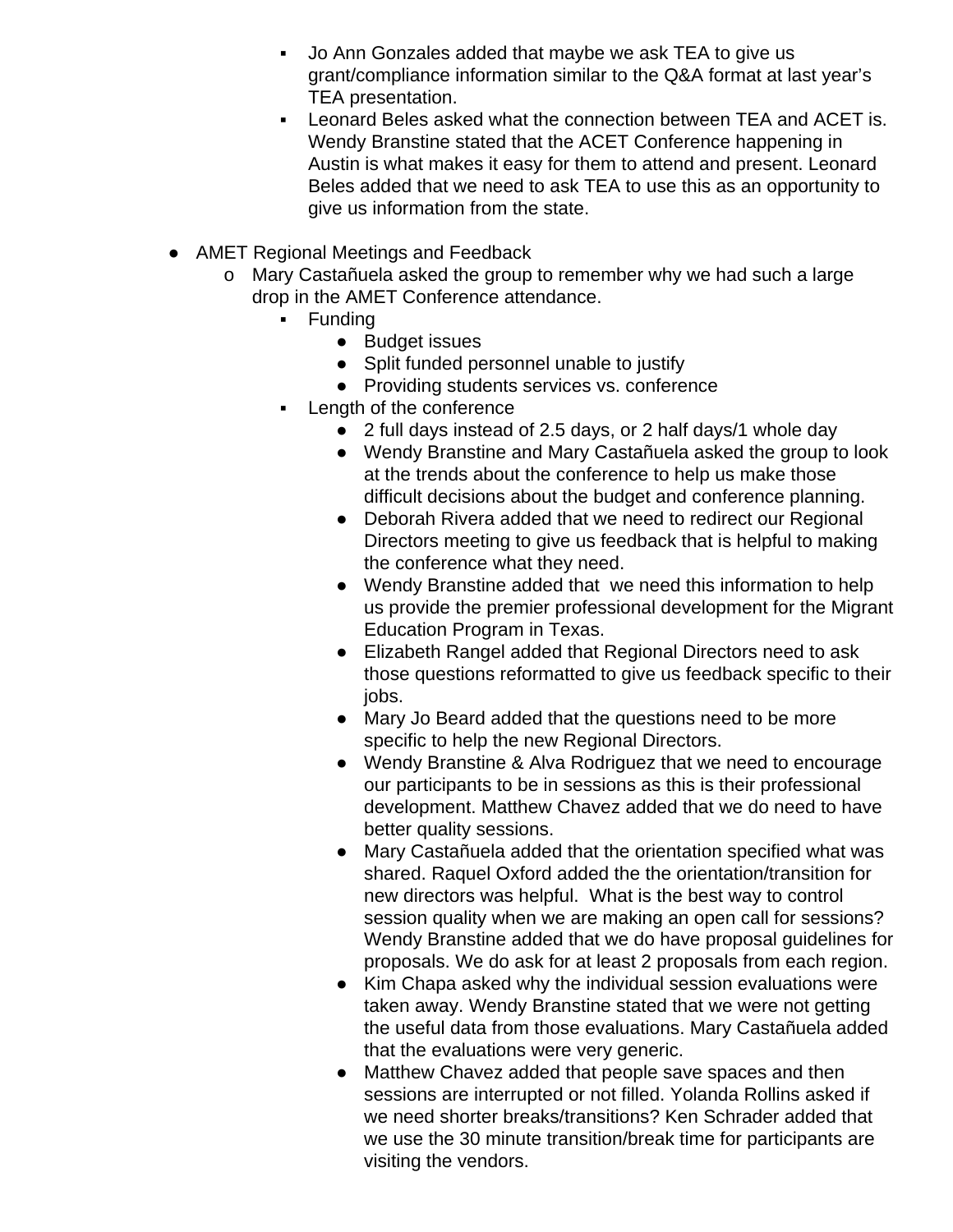- Jo Ann Gonzales added that maybe we ask TEA to give us grant/compliance information similar to the Q&A format at last year's TEA presentation.
    - Leonard Beles asked what the connection between TEA and ACET is. Wendy Branstine stated that the ACET Conference happening in Austin is what makes it easy for them to attend and present. Leonard Beles added that we need to ask TEA to use this as an opportunity to give us information from the state.

- AMET Regional Meetings and Feedback
  - Mary Castañuela asked the group to remember why we had such a large drop in the AMET Conference attendance.
    - Funding
      - Budget issues
      - Split funded personnel unable to justify
      - Providing students services vs. conference
    - Length of the conference
      - 2 full days instead of 2.5 days, or 2 half days/1 whole day
      - Wendy Branstine and Mary Castañuela asked the group to look at the trends about the conference to help us make those difficult decisions about the budget and conference planning.
      - Deborah Rivera added that we need to redirect our Regional Directors meeting to give us feedback that is helpful to making the conference what they need.
      - Wendy Branstine added that we need this information to help us provide the premier professional development for the Migrant Education Program in Texas.
      - Elizabeth Rangel added that Regional Directors need to ask those questions reformatted to give us feedback specific to their jobs.
      - Mary Jo Beard added that the questions need to be more specific to help the new Regional Directors.
      - Wendy Branstine & Alva Rodriguez that we need to encourage our participants to be in sessions as this is their professional development. Matthew Chavez added that we do need to have better quality sessions.
      - Mary Castañuela added that the orientation specified what was shared. Raquel Oxford added the the orientation/transition for new directors was helpful. What is the best way to control session quality when we are making an open call for sessions? Wendy Branstine added that we do have proposal guidelines for proposals. We do ask for at least 2 proposals from each region.
      - Kim Chapa asked why the individual session evaluations were taken away. Wendy Branstine stated that we were not getting the useful data from those evaluations. Mary Castañuela added that the evaluations were very generic.
      - Matthew Chavez added that people save spaces and then sessions are interrupted or not filled. Yolanda Rollins asked if we need shorter breaks/transitions? Ken Schrader added that we use the 30 minute transition/break time for participants are visiting the vendors.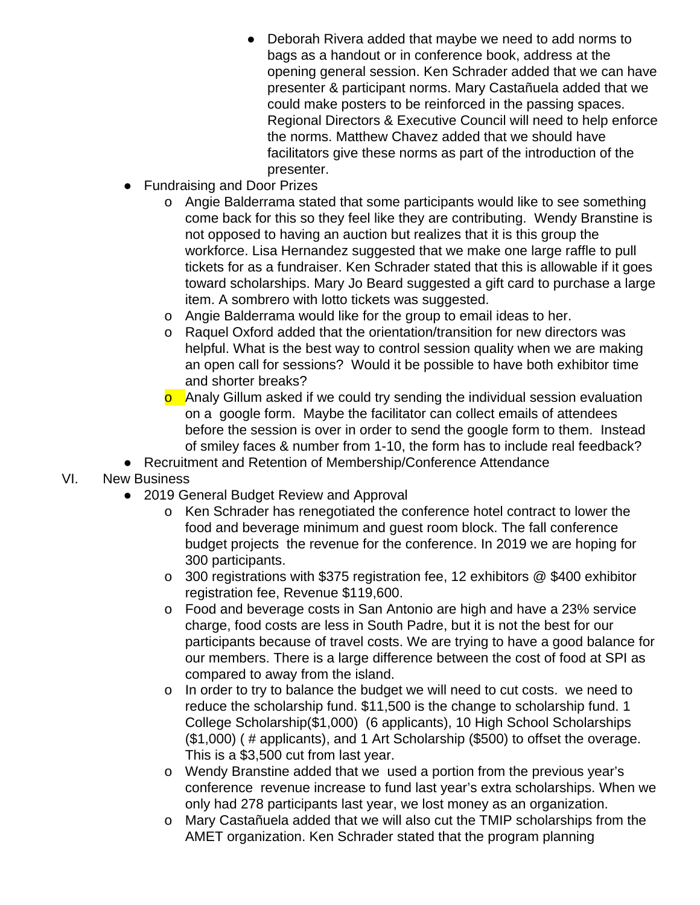- Deborah Rivera added that maybe we need to add norms to bags as a handout or in conference book, address at the opening general session. Ken Schrader added that we can have presenter & participant norms. Mary Castañuela added that we could make posters to be reinforced in the passing spaces. Regional Directors & Executive Council will need to help enforce the norms. Matthew Chavez added that we should have facilitators give these norms as part of the introduction of the presenter.
    - Fundraising and Door Prizes
        - Angie Balderrama stated that some participants would like to see something come back for this so they feel like they are contributing. Wendy Branstine is not opposed to having an auction but realizes that it is this group the workforce. Lisa Hernandez suggested that we make one large raffle to pull tickets for as a fundraiser. Ken Schrader stated that this is allowable if it goes toward scholarships. Mary Jo Beard suggested a gift card to purchase a large item. A sombrero with lotto tickets was suggested.
        - Angie Balderrama would like for the group to email ideas to her.
        - Raquel Oxford added that the orientation/transition for new directors was helpful. What is the best way to control session quality when we are making an open call for sessions? Would it be possible to have both exhibitor time and shorter breaks?
        - Analy Gillum asked if we could try sending the individual session evaluation on a google form. Maybe the facilitator can collect emails of attendees before the session is over in order to send the google form to them. Instead of smiley faces & number from 1-10, the form has to include real feedback?
    - Recruitment and Retention of Membership/Conference Attendance

VI. New Business
    - 2019 General Budget Review and Approval
        - Ken Schrader has renegotiated the conference hotel contract to lower the food and beverage minimum and guest room block. The fall conference budget projects the revenue for the conference. In 2019 we are hoping for 300 participants.
        - 300 registrations with $375 registration fee, 12 exhibitors @ $400 exhibitor registration fee, Revenue $119,600.
        - Food and beverage costs in San Antonio are high and have a 23% service charge, food costs are less in South Padre, but it is not the best for our participants because of travel costs. We are trying to have a good balance for our members. There is a large difference between the cost of food at SPI as compared to away from the island.
        - In order to try to balance the budget we will need to cut costs. we need to reduce the scholarship fund. $11,500 is the change to scholarship fund. 1 College Scholarship($1,000) (6 applicants), 10 High School Scholarships ($1,000) ( # applicants), and 1 Art Scholarship ($500) to offset the overage. This is a $3,500 cut from last year.
        - Wendy Branstine added that we used a portion from the previous year's conference revenue increase to fund last year's extra scholarships. When we only had 278 participants last year, we lost money as an organization.
        - Mary Castañuela added that we will also cut the TMIP scholarships from the AMET organization. Ken Schrader stated that the program planning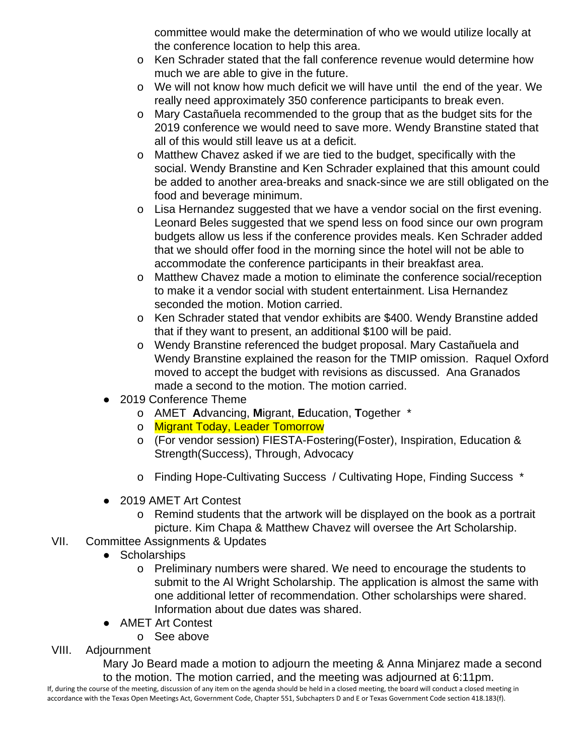committee would make the determination of who we would utilize locally at the conference location to help this area.
  - Ken Schrader stated that the fall conference revenue would determine how much we are able to give in the future.
  - We will not know how much deficit we will have until the end of the year. We really need approximately 350 conference participants to break even.
  - Mary Castañuela recommended to the group that as the budget sits for the 2019 conference we would need to save more. Wendy Branstine stated that all of this would still leave us at a deficit.
  - Matthew Chavez asked if we are tied to the budget, specifically with the social. Wendy Branstine and Ken Schrader explained that this amount could be added to another area-breaks and snack-since we are still obligated on the food and beverage minimum.
  - Lisa Hernandez suggested that we have a vendor social on the first evening. Leonard Beles suggested that we spend less on food since our own program budgets allow us less if the conference provides meals. Ken Schrader added that we should offer food in the morning since the hotel will not be able to accommodate the conference participants in their breakfast area.
  - Matthew Chavez made a motion to eliminate the conference social/reception to make it a vendor social with student entertainment. Lisa Hernandez seconded the motion. Motion carried.
  - Ken Schrader stated that vendor exhibits are $400. Wendy Branstine added that if they want to present, an additional $100 will be paid.
  - Wendy Branstine referenced the budget proposal. Mary Castañuela and Wendy Branstine explained the reason for the TMIP omission. Raquel Oxford moved to accept the budget with revisions as discussed. Ana Granados made a second to the motion. The motion carried.
- 2019 Conference Theme
  - AMET **A**dvancing, **M**igrant, **E**ducation, **T**ogether *
  - Migrant Today, Leader Tomorrow
  - (For vendor session) FIESTA-Fostering(Foster), Inspiration, Education & Strength(Success), Through, Advocacy
  - Finding Hope-Cultivating Success / Cultivating Hope, Finding Success *
- 2019 AMET Art Contest
  - Remind students that the artwork will be displayed on the book as a portrait picture. Kim Chapa & Matthew Chavez will oversee the Art Scholarship.

VII. Committee Assignments & Updates

- Scholarships
  - Preliminary numbers were shared. We need to encourage the students to submit to the Al Wright Scholarship. The application is almost the same with one additional letter of recommendation. Other scholarships were shared. Information about due dates was shared.
- AMET Art Contest
  - See above

VIII. Adjournment

Mary Jo Beard made a motion to adjourn the meeting & Anna Minjarez made a second to the motion. The motion carried, and the meeting was adjourned at 6:11pm.

If, during the course of the meeting, discussion of any item on the agenda should be held in a closed meeting, the board will conduct a closed meeting in accordance with the Texas Open Meetings Act, Government Code, Chapter 551, Subchapters D and E or Texas Government Code section 418.183(f).